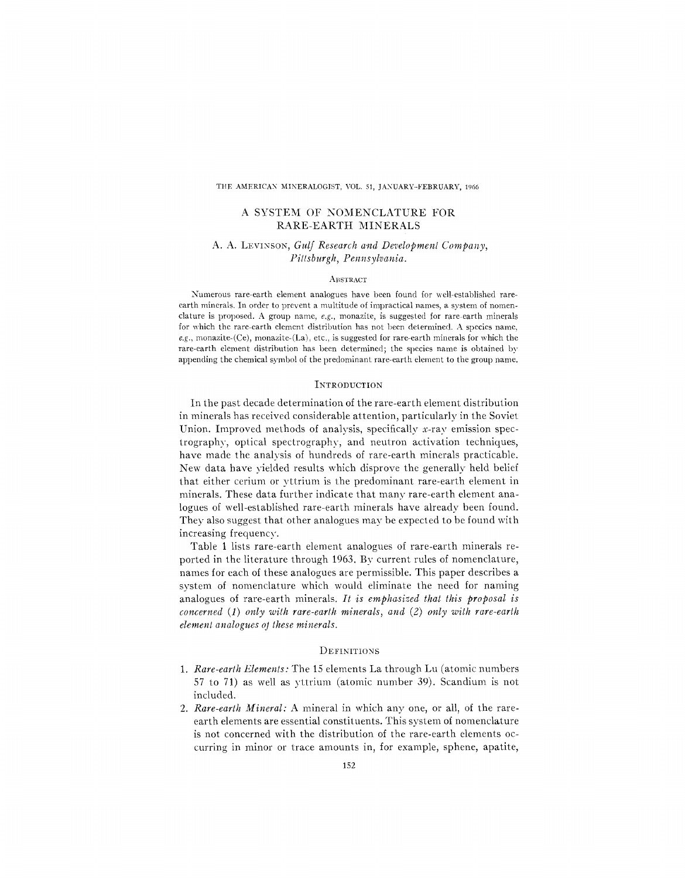# A SYSTEM OF NOMENCLATURE FOR RARE-EARTH MINERALS

A. A. Levinson, *Gulf Research and Development Company, Pittsburgh, Pennsylvania.*

## Abstract

Numerous rare-earth element analogues have been found for well-established rare-earth minerals. In order to prevent a multitude of impractical names, a system of nomenclature is proposed. A group name, *e.g.*, monazite, is suggested for rare-earth minerals for which the rare-earth element distribution has not been determined. A species name, *e.g.*, monazite-(Ce), monazite-(La), etc., is suggested for rare-earth minerals for which the rare-earth element distribution has been determined; the species name is obtained by appending the chemical symbol of the predominant rare-earth element to the group name.

## Introduction

In the past decade determination of the rare-earth element distribution in minerals has received considerable attention, particularly in the Soviet Union. Improved methods of analysis, specifically *x*-ray emission spectrography, optical spectrography, and neutron activation techniques, have made the analysis of hundreds of rare-earth minerals practicable. New data have yielded results which disprove the generally held belief that either cerium or yttrium is the predominant rare-earth element in minerals. These data further indicate that many rare-earth element analogues of well-established rare-earth minerals have already been found. They also suggest that other analogues may be expected to be found with increasing frequency.

Table 1 lists rare-earth element analogues of rare-earth minerals reported in the literature through 1963. By current rules of nomenclature, names for each of these analogues are permissible. This paper describes a system of nomenclature which would eliminate the need for naming analogues of rare-earth minerals. *It is emphasized that this proposal is concerned (1) only with rare-earth minerals, and (2) only with rare-earth element analogues of these minerals.*

## Definitions

1. *Rare-earth Elements:* The 15 elements La through Lu (atomic numbers 57 to 71) as well as yttrium (atomic number 39). Scandium is not included.
2. *Rare-earth Mineral:* A mineral in which any one, or all, of the rare-earth elements are essential constituents. This system of nomenclature is not concerned with the distribution of the rare-earth elements occurring in minor or trace amounts in, for example, sphene, apatite,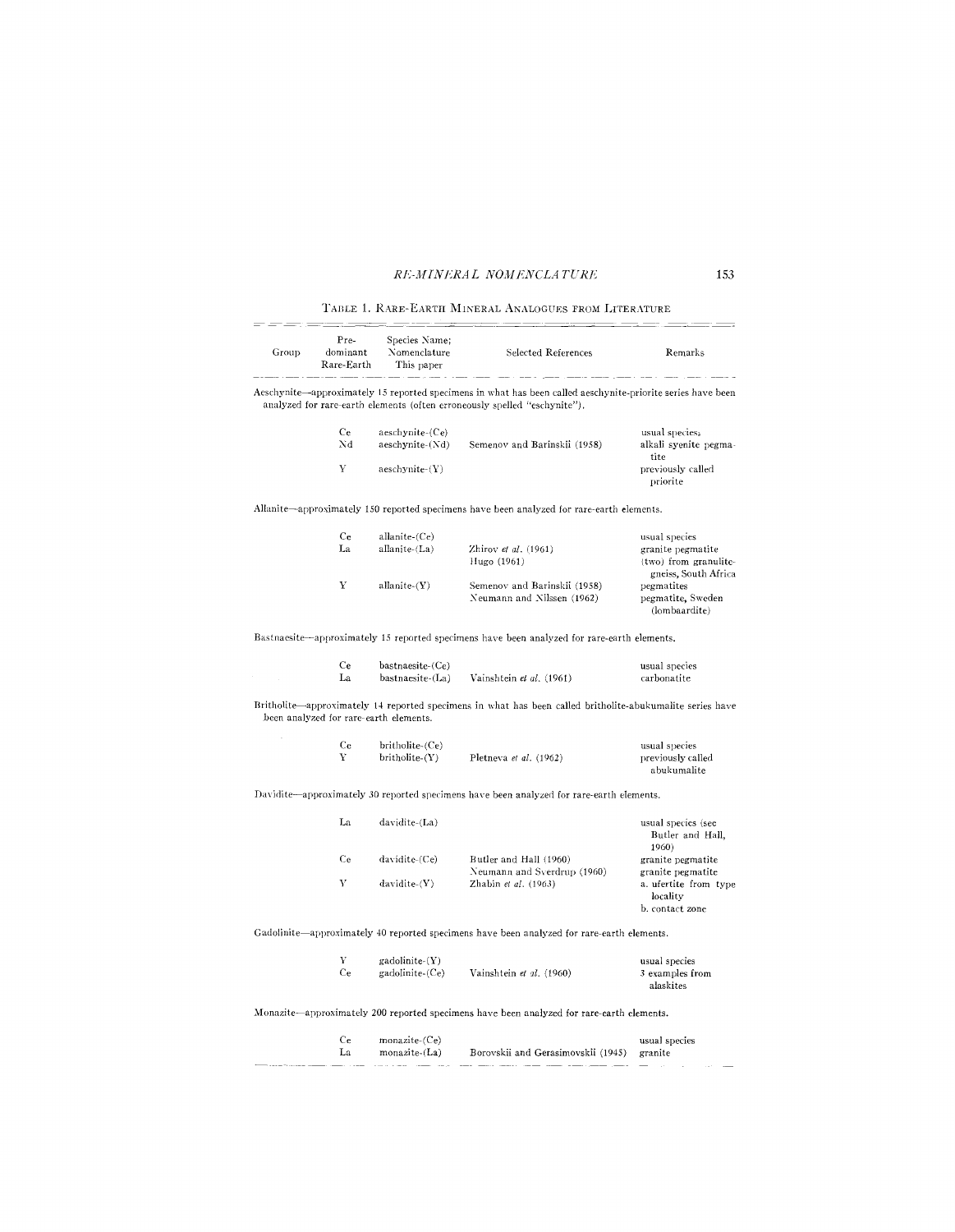TABLE 1. RARE-EARTH MINERAL ANALOGUES FROM LITERATURE

| Group | Pre-dominant Rare-Earth | Species Name; Nomenclature This paper | Selected References | Remarks |
|---|---|---|---|---|
| Aeschynite—approximately 15 reported specimens in what has been called aeschynite-priorite series have been analyzed for rare-earth elements (often erroneously spelled "eschynite"). | | | | |
| | Ce | aeschynite-(Ce) | | usual species |
| | Nd | aeschynite-(Nd) | Semenov and Barinskii (1958) | alkali syenite pegmatite |
| | Y | aeschynite-(Y) | | previously called priorite |
| Allanite—approximately 150 reported specimens have been analyzed for rare-earth elements. | | | | |
| | Ce | allanite-(Ce) | | usual species |
| | La | allanite-(La) | Zhirov *et al.* (1961) | granite pegmatite |
| | | | Hugo (1961) | (two) from granulite-gneiss, South Africa |
| | Y | allanite-(Y) | Semenov and Barinskii (1958) | pegmatites |
| | | | Neumann and Nilssen (1962) | pegmatite, Sweden (lombaardite) |
| Bastnaesite—approximately 15 reported specimens have been analyzed for rare-earth elements. | | | | |
| | Ce | bastnaesite-(Ce) | | usual species |
| | La | bastnaesite-(La) | Vainshtein *et al.* (1961) | carbonatite |
| Britholite—approximately 14 reported specimens in what has been called britholite-abukumalite series have been analyzed for rare-earth elements. | | | | |
| | Ce | britholite-(Ce) | | usual species |
| | Y | britholite-(Y) | Pletneva *et al.* (1962) | previously called abukumalite |
| Davidite—approximately 30 reported specimens have been analyzed for rare-earth elements. | | | | |
| | La | davidite-(La) | | usual species (see Butler and Hall, 1960) |
| | Ce | davidite-(Ce) | Butler and Hall (1960) | granite pegmatite |
| | | | Neumann and Sverdrup (1960) | granite pegmatite |
| | Y | davidite-(Y) | Zhabin *et al.* (1963) | a. ufertite from type locality |
| | | | | b. contact zone |
| Gadolinite—approximately 40 reported specimens have been analyzed for rare-earth elements. | | | | |
| | Y | gadolinite-(Y) | | usual species |
| | Ce | gadolinite-(Ce) | Vainshtein *et al.* (1960) | 3 examples from alaskites |
| Monazite—approximately 200 reported specimens have been analyzed for rare-earth elements. | | | | |
| | Ce | monazite-(Ce) | | usual species |
| | La | monazite-(La) | Borovskii and Gerasimovskii (1945) | granite |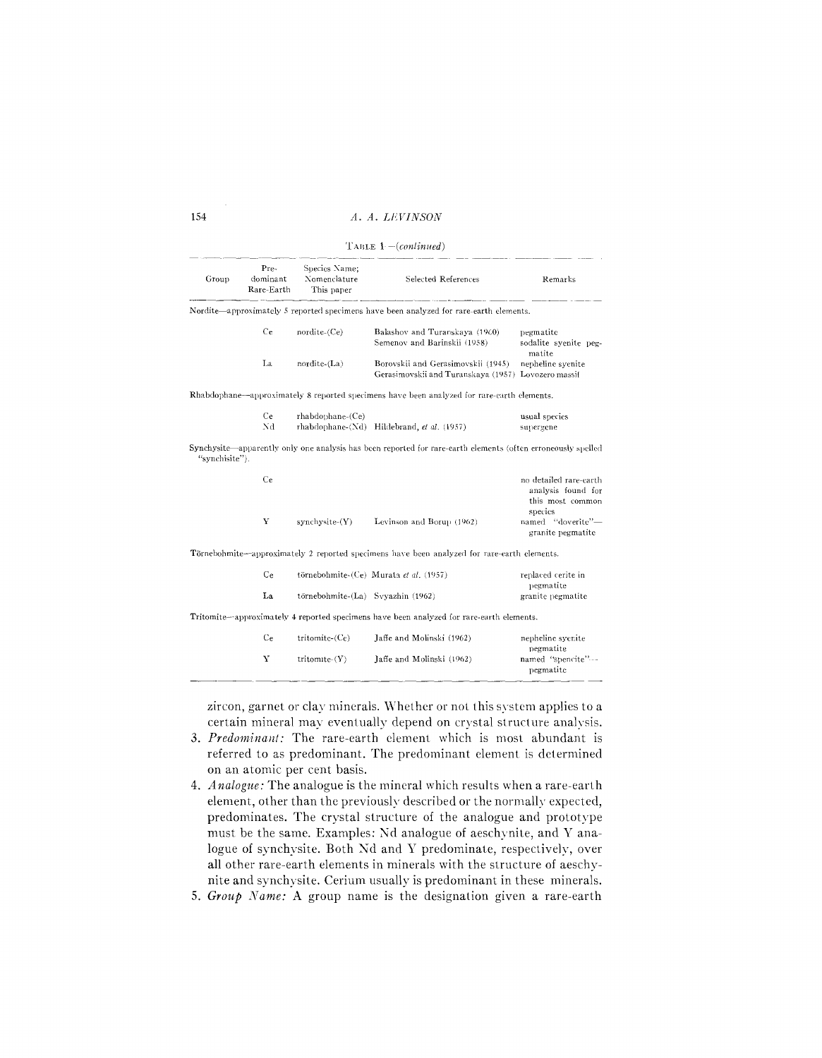TABLE 1—(*continued*)

| Group | Predominant Rare-Earth | Species Name; Nomenclature This paper | Selected References | Remarks |
|---|---|---|---|---|
| Nordite—approximately 5 reported specimens have been analyzed for rare-earth elements. | | | | |
| | Ce | nordite-(Ce) | Balashov and Turanskaya (1960) | pegmatite |
| | | | Semenov and Barinskii (1958) | sodalite syenite pegmatite |
| | La | nordite-(La) | Borovskii and Gerasimovskii (1945) | nepheline syenite |
| | | | Gerasimovskii and Turanskaya (1957) | Lovozero massif |
| Rhabdophane—approximately 8 reported specimens have been analyzed for rare-earth elements. | | | | |
| | Ce | rhabdophane-(Ce) | | usual species |
| | Nd | rhabdophane-(Nd) | Hildebrand, *et al.* (1957) | supergene |
| Synchysite—apparently only one analysis has been reported for rare-earth elements (often erroneously spelled "synchisite"). | | | | |
| | Ce | | | no detailed rare-earth analysis found for this most common species |
| | Y | synchysite-(Y) | Levinson and Borup (1962) | named "doverite"—granite pegmatite |
| Törnebohmite—approximately 2 reported specimens have been analyzed for rare-earth elements. | | | | |
| | Ce | törnebohmite-(Ce) | Murata *et al.* (1957) | replaced cerite in pegmatite |
| | La | törnebohmite-(La) | Svyazhin (1962) | granite pegmatite |
| Tritomite—approximately 4 reported specimens have been analyzed for rare-earth elements. | | | | |
| | Ce | tritomite-(Ce) | Jaffe and Molinski (1962) | nepheline syenite pegmatite |
| | Y | tritomite-(Y) | Jaffe and Molinski (1962) | named "spencite"—pegmatite |

zircon, garnet or clay minerals. Whether or not this system applies to a certain mineral may eventually depend on crystal structure analysis.

3. *Predominant:* The rare-earth element which is most abundant is referred to as predominant. The predominant element is determined on an atomic per cent basis.
4. *Analogue:* The analogue is the mineral which results when a rare-earth element, other than the previously described or the normally expected, predominates. The crystal structure of the analogue and prototype must be the same. Examples: Nd analogue of aeschynite, and Y analogue of synchysite. Both Nd and Y predominate, respectively, over all other rare-earth elements in minerals with the structure of aeschynite and synchysite. Cerium usually is predominant in these minerals.
5. *Group Name:* A group name is the designation given a rare-earth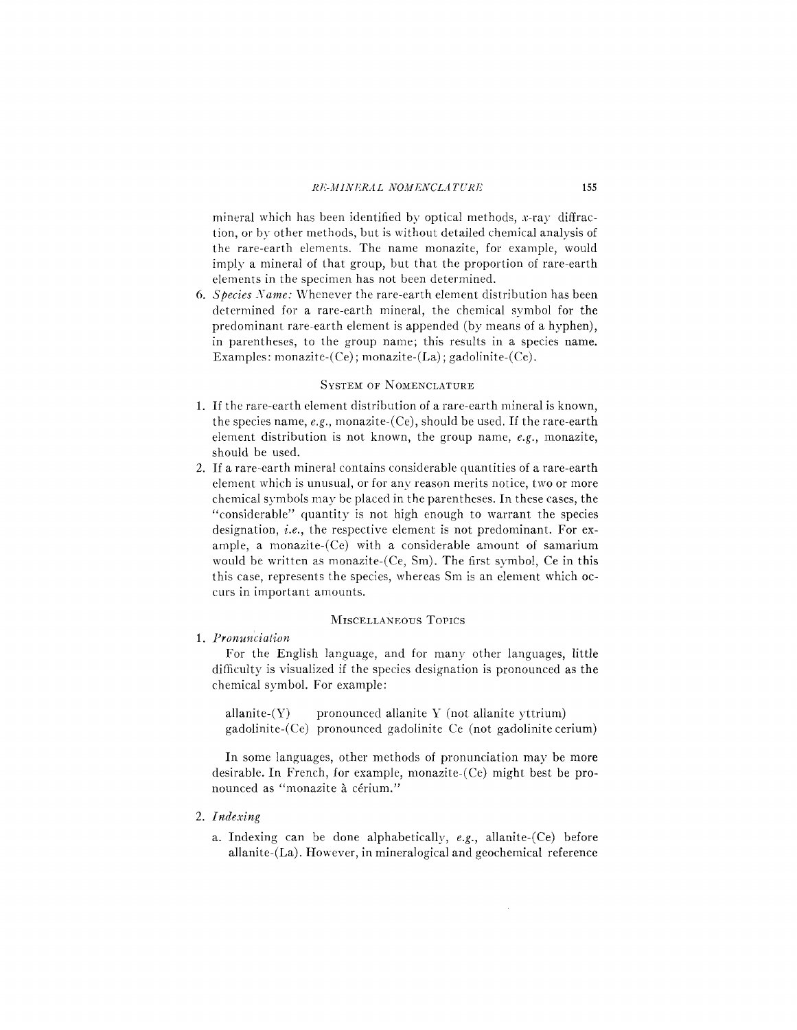mineral which has been identified by optical methods, x-ray diffraction, or by other methods, but is without detailed chemical analysis of the rare-earth elements. The name monazite, for example, would imply a mineral of that group, but that the proportion of rare-earth elements in the specimen has not been determined.

6. *Species Name:* Whenever the rare-earth element distribution has been determined for a rare-earth mineral, the chemical symbol for the predominant rare-earth element is appended (by means of a hyphen), in parentheses, to the group name; this results in a species name. Examples: monazite-(Ce); monazite-(La); gadolinite-(Ce).

## System of Nomenclature

1. If the rare-earth element distribution of a rare-earth mineral is known, the species name, *e.g.*, monazite-(Ce), should be used. If the rare-earth element distribution is not known, the group name, *e.g.*, monazite, should be used.
2. If a rare-earth mineral contains considerable quantities of a rare-earth element which is unusual, or for any reason merits notice, two or more chemical symbols may be placed in the parentheses. In these cases, the "considerable" quantity is not high enough to warrant the species designation, *i.e.*, the respective element is not predominant. For example, a monazite-(Ce) with a considerable amount of samarium would be written as monazite-(Ce, Sm). The first symbol, Ce in this this case, represents the species, whereas Sm is an element which occurs in important amounts.

## Miscellaneous Topics

1. *Pronunciation*

   For the English language, and for many other languages, little difficulty is visualized if the species designation is pronounced as the chemical symbol. For example:

   allanite-(Y) pronounced allanite Y (not allanite yttrium)
   gadolinite-(Ce) pronounced gadolinite Ce (not gadolinite cerium)

   In some languages, other methods of pronunciation may be more desirable. In French, for example, monazite-(Ce) might best be pronounced as "monazite à cérium."

2. *Indexing*

   a. Indexing can be done alphabetically, *e.g.*, allanite-(Ce) before allanite-(La). However, in mineralogical and geochemical reference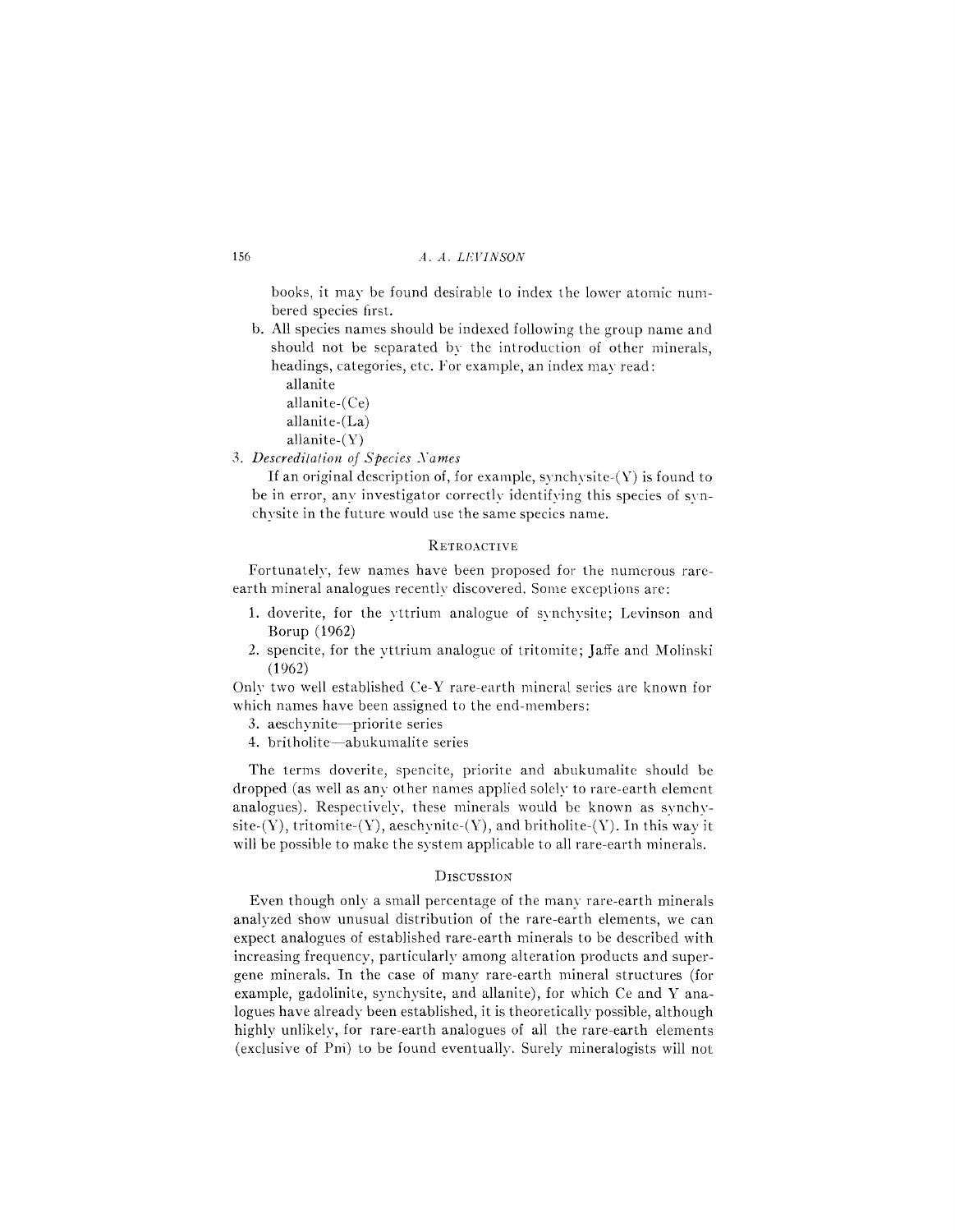books, it may be found desirable to index the lower atomic numbered species first.

b. All species names should be indexed following the group name and should not be separated by the introduction of other minerals, headings, categories, etc. For example, an index may read:
   allanite
   allanite-(Ce)
   allanite-(La)
   allanite-(Y)

3. *Descreditation of Species Names*

   If an original description of, for example, synchysite-(Y) is found to be in error, any investigator correctly identifying this species of synchysite in the future would use the same species name.

## RETROACTIVE

Fortunately, few names have been proposed for the numerous rare-earth mineral analogues recently discovered. Some exceptions are:

1. doverite, for the yttrium analogue of synchysite; Levinson and Borup (1962)
2. spencite, for the yttrium analogue of tritomite; Jaffe and Molinski (1962)

Only two well established Ce-Y rare-earth mineral series are known for which names have been assigned to the end-members:

3. aeschynite—priorite series
4. britholite—abukumalite series

The terms doverite, spencite, priorite and abukumalite should be dropped (as well as any other names applied solely to rare-earth element analogues). Respectively, these minerals would be known as synchysite-(Y), tritomite-(Y), aeschynite-(Y), and britholite-(Y). In this way it will be possible to make the system applicable to all rare-earth minerals.

## DISCUSSION

Even though only a small percentage of the many rare-earth minerals analyzed show unusual distribution of the rare-earth elements, we can expect analogues of established rare-earth minerals to be described with increasing frequency, particularly among alteration products and supergene minerals. In the case of many rare-earth mineral structures (for example, gadolinite, synchysite, and allanite), for which Ce and Y analogues have already been established, it is theoretically possible, although highly unlikely, for rare-earth analogues of all the rare-earth elements (exclusive of Pm) to be found eventually. Surely mineralogists will not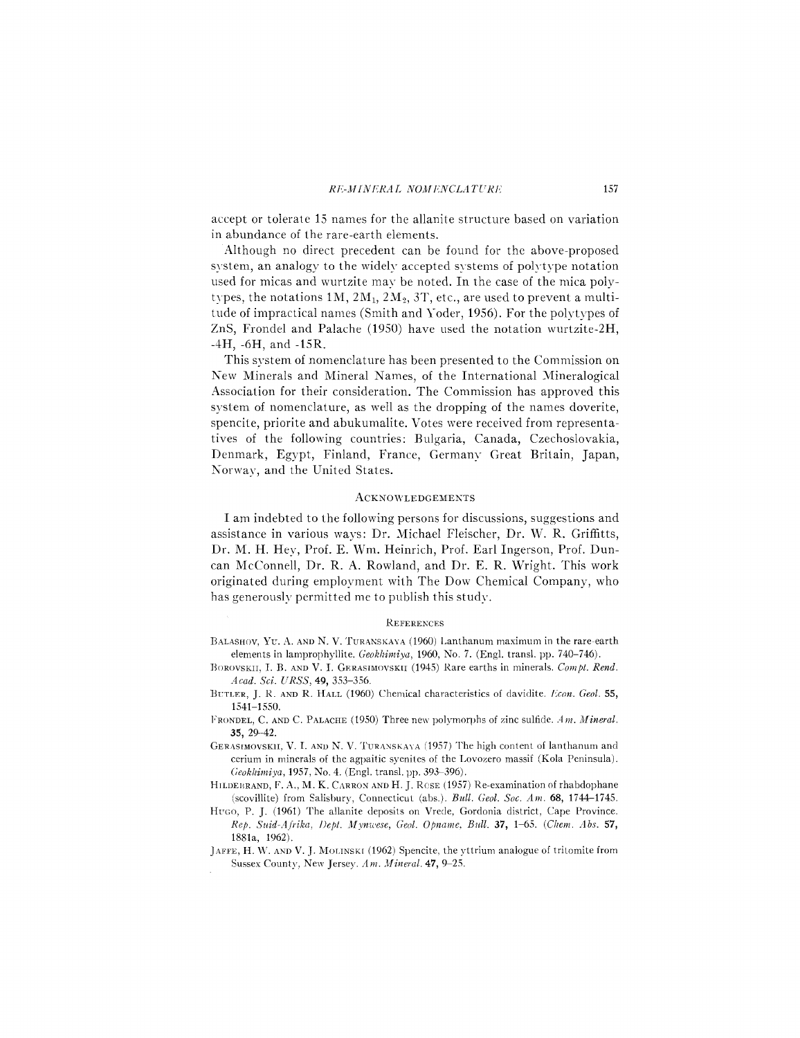accept or tolerate 15 names for the allanite structure based on variation in abundance of the rare-earth elements.

Although no direct precedent can be found for the above-proposed system, an analogy to the widely accepted systems of polytype notation used for micas and wurtzite may be noted. In the case of the mica polytypes, the notations 1M, $2M_1$, $2M_2$, 3T, etc., are used to prevent a multitude of impractical names (Smith and Yoder, 1956). For the polytypes of ZnS, Frondel and Palache (1950) have used the notation wurtzite-2H, -4H, -6H, and -15R.

This system of nomenclature has been presented to the Commission on New Minerals and Mineral Names, of the International Mineralogical Association for their consideration. The Commission has approved this system of nomenclature, as well as the dropping of the names doverite, spencite, priorite and abukumalite. Votes were received from representatives of the following countries: Bulgaria, Canada, Czechoslovakia, Denmark, Egypt, Finland, France, Germany Great Britain, Japan, Norway, and the United States.

## Acknowledgements

I am indebted to the following persons for discussions, suggestions and assistance in various ways: Dr. Michael Fleischer, Dr. W. R. Griffitts, Dr. M. H. Hey, Prof. E. Wm. Heinrich, Prof. Earl Ingerson, Prof. Duncan McConnell, Dr. R. A. Rowland, and Dr. E. R. Wright. This work originated during employment with The Dow Chemical Company, who has generously permitted me to publish this study.

## References

Balashov, Yu. A. and N. V. Turanskaya (1960) Lanthanum maximum in the rare-earth elements in lamprophyllite. *Geokhimiya*, 1960, No. 7. (Engl. transl. pp. 740–746).

Borovskii, I. B. and V. I. Gerasimovskii (1945) Rare earths in minerals. *Compt. Rend. Acad. Sci. URSS*, **49**, 353–356.

Butler, J. R. and R. Hall (1960) Chemical characteristics of davidite. *Econ. Geol.* **55**, 1541–1550.

Frondel, C. and C. Palache (1950) Three new polymorphs of zinc sulfide. *Am. Mineral.* **35**, 29–42.

Gerasimovskii, V. I. and N. V. Turanskaya (1957) The high content of lanthanum and cerium in minerals of the agpaitic syenites of the Lovozero massif (Kola Peninsula). *Geokhimiya*, 1957, No. 4. (Engl. transl. pp. 393–396).

Hildebrand, F. A., M. K. Carron and H. J. Rose (1957) Re-examination of rhabdophane (scovillite) from Salisbury, Connecticut (abs.). *Bull. Geol. Soc. Am.* **68**, 1744–1745.

Hugo, P. J. (1961) The allanite deposits on Vrede, Gordonia district, Cape Province. *Rep. Suid-Afrika, Dept. Mynwese, Geol. Opname, Bull.* **37**, 1–65. (*Chem. Abs.* **57**, 1881a, 1962).

Jaffe, H. W. and V. J. Molinski (1962) Spencite, the yttrium analogue of tritomite from Sussex County, New Jersey. *Am. Mineral.* **47**, 9–25.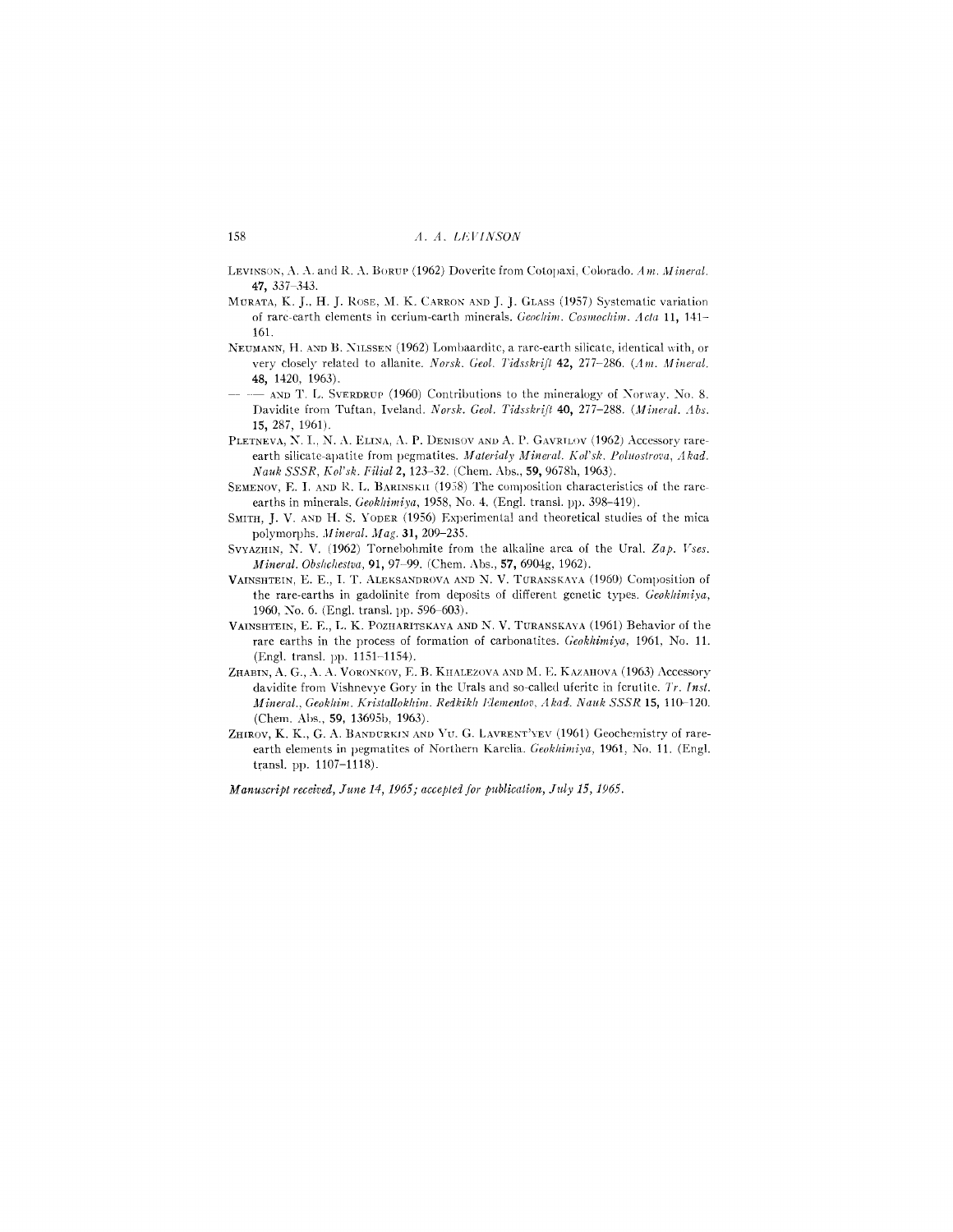LEVINSON, A. A. and R. A. BORUP (1962) Doverite from Cotopaxi, Colorado. *Am. Mineral.* **47,** 337–343.

MURATA, K. J., H. J. ROSE, M. K. CARRON AND J. J. GLASS (1957) Systematic variation of rare-earth elements in cerium-earth minerals. *Geochim. Cosmochim. Acta* **11,** 141–161.

NEUMANN, H. AND B. NILSSEN (1962) Lombaardite, a rare-earth silicate, identical with, or very closely related to allanite. *Norsk. Geol. Tidsskrift* **42,** 277–286. (*Am. Mineral.* **48,** 1420, 1963).

— — AND T. L. SVERDRUP (1960) Contributions to the mineralogy of Norway. No. 8. Davidite from Tuftan, Iveland. *Norsk. Geol. Tidsskrift* **40,** 277–288. (*Mineral. Abs.* **15,** 287, 1961).

PLETNEVA, N. I., N. A. ELINA, A. P. DENISOV AND A. P. GAVRILOV (1962) Accessory rare-earth silicate-apatite from pegmatites. *Materialy Mineral. Kol'sk. Poluostrova, Akad. Nauk SSSR, Kol'sk. Filial* **2,** 123–32. (Chem. Abs., **59,** 9678h, 1963).

SEMENOV, E. I. AND R. L. BARINSKII (1958) The composition characteristics of the rare-earths in minerals. *Geokhimiya,* 1958, No. 4. (Engl. transl. pp. 398–419).

SMITH, J. V. AND H. S. YODER (1956) Experimental and theoretical studies of the mica polymorphs. *Mineral. Mag.* **31,** 209–235.

SVYAZHIN, N. V. (1962) Tornebohmite from the alkaline area of the Ural. *Zap. Vses. Mineral. Obshchestva,* **91,** 97–99. (Chem. Abs., **57,** 6904g, 1962).

VAINSHTEIN, E. E., I. T. ALEKSANDROVA AND N. V. TURANSKAYA (1960) Composition of the rare-earths in gadolinite from deposits of different genetic types. *Geokhimiya,* 1960, No. 6. (Engl. transl. pp. 596–603).

VAINSHTEIN, E. E., L. K. POZHARITSKAYA AND N. V. TURANSKAYA (1961) Behavior of the rare earths in the process of formation of carbonatites. *Geokhimiya,* 1961, No. 11. (Engl. transl. pp. 1151–1154).

ZHABIN, A. G., A. A. VORONKOV, E. B. KHALEZOVA AND M. E. KAZAHOVA (1963) Accessory davidite from Vishnevye Gory in the Urals and so-called uferite in ferutite. *Tr. Inst. Mineral., Geokhim. Kristallokhim. Redkikh Elementov, Akad. Nauk SSSR* **15,** 110–120. (Chem. Abs., **59,** 13695b, 1963).

ZHIROV, K. K., G. A. BANDURKIN AND YU. G. LAVRENT'YEV (1961) Geochemistry of rare-earth elements in pegmatites of Northern Karelia. *Geokhimiya,* 1961, No. 11. (Engl. transl. pp. 1107–1118).

*Manuscript received, June 14, 1965; accepted for publication, July 15, 1965.*